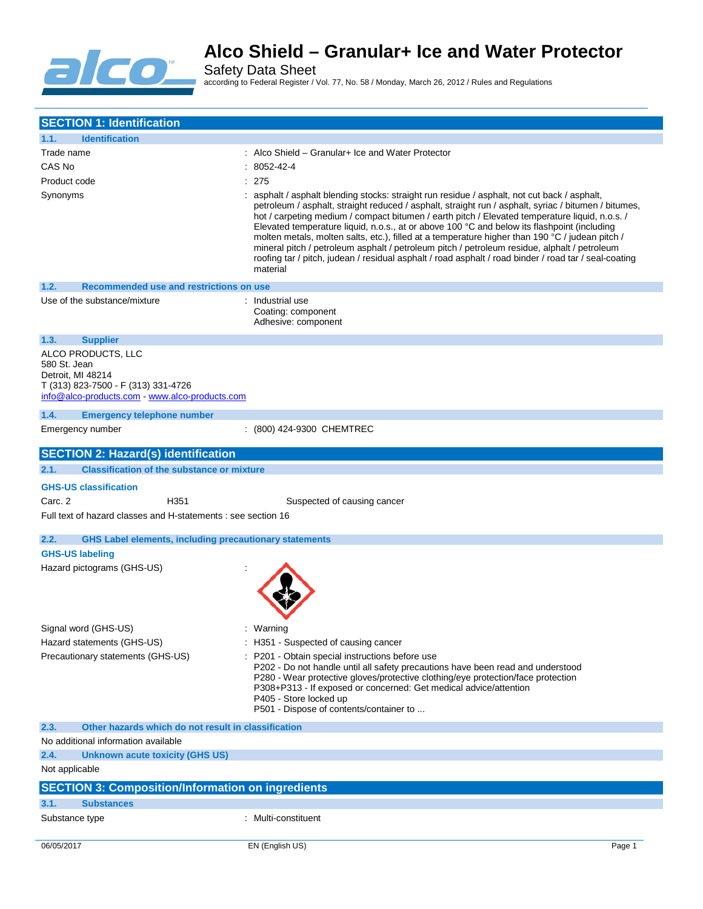# Alco Shield – Granular+ Ice and Water Protector

Safety Data Sheet

according to Federal Register / Vol. 77, No. 58 / Monday, March 26, 2012 / Rules and Regulations

## SECTION 1: Identification

### 1.1. Identification

| | |
|---|---|
| Trade name | : Alco Shield – Granular+ Ice and Water Protector |
| CAS No | : 8052-42-4 |
| Product code | : 275 |
| Synonyms | : asphalt / asphalt blending stocks: straight run residue / asphalt, not cut back / asphalt, petroleum / asphalt, straight reduced / asphalt, straight run / asphalt, syriac / bitumen / bitumes, hot / carpeting medium / compact bitumen / earth pitch / Elevated temperature liquid, n.o.s. / Elevated temperature liquid, n.o.s., at or above 100 °C and below its flashpoint (including molten metals, molten salts, etc.), filled at a temperature higher than 190 °C / judean pitch / mineral pitch / petroleum asphalt / petroleum pitch / petroleum residue, alphalt / petroleum roofing tar / pitch, judean / residual asphalt / road asphalt / road binder / road tar / seal-coating material |

### 1.2. Recommended use and restrictions on use

| | |
|---|---|
| Use of the substance/mixture | : Industrial use<br>Coating: component<br>Adhesive: component |

### 1.3. Supplier

ALCO PRODUCTS, LLC
580 St. Jean
Detroit, MI 48214
T (313) 823-7500 - F (313) 331-4726
info@alco-products.com - www.alco-products.com

### 1.4. Emergency telephone number

| | |
|---|---|
| Emergency number | : (800) 424-9300 CHEMTREC |

## SECTION 2: Hazard(s) identification

### 2.1. Classification of the substance or mixture

**GHS-US classification**

| | | |
|---|---|---|
| Carc. 2 | H351 | Suspected of causing cancer |

Full text of hazard classes and H-statements : see section 16

### 2.2. GHS Label elements, including precautionary statements

**GHS-US labeling**

| | |
|---|---|
| Hazard pictograms (GHS-US) | : |
| Signal word (GHS-US) | : Warning |
| Hazard statements (GHS-US) | : H351 - Suspected of causing cancer |
| Precautionary statements (GHS-US) | : P201 - Obtain special instructions before use<br>P202 - Do not handle until all safety precautions have been read and understood<br>P280 - Wear protective gloves/protective clothing/eye protection/face protection<br>P308+P313 - If exposed or concerned: Get medical advice/attention<br>P405 - Store locked up<br>P501 - Dispose of contents/container to ... |

### 2.3. Other hazards which do not result in classification

No additional information available

### 2.4. Unknown acute toxicity (GHS US)

Not applicable

## SECTION 3: Composition/Information on ingredients

### 3.1. Substances

| | |
|---|---|
| Substance type | : Multi-constituent |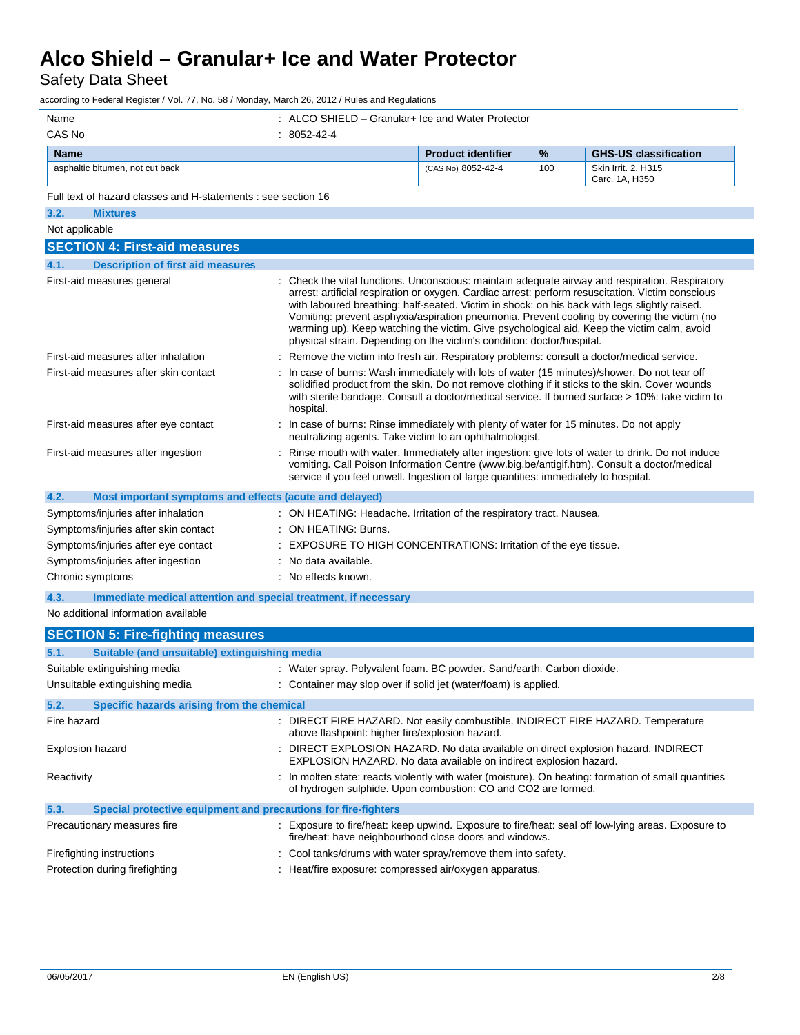| | |
|---|---|
| Name | : ALCO SHIELD – Granular+ Ice and Water Protector |
| CAS No | : 8052-42-4 |

| Name | Product identifier | % | GHS-US classification |
|---|---|---|---|
| asphaltic bitumen, not cut back | (CAS No) 8052-42-4 | 100 | Skin Irrit. 2, H315<br>Carc. 1A, H350 |

Full text of hazard classes and H-statements : see section 16

### 3.2. Mixtures

Not applicable

## SECTION 4: First-aid measures

### 4.1. Description of first aid measures

| | |
|---|---|
| First-aid measures general | : Check the vital functions. Unconscious: maintain adequate airway and respiration. Respiratory arrest: artificial respiration or oxygen. Cardiac arrest: perform resuscitation. Victim conscious with laboured breathing: half-seated. Victim in shock: on his back with legs slightly raised. Vomiting: prevent asphyxia/aspiration pneumonia. Prevent cooling by covering the victim (no warming up). Keep watching the victim. Give psychological aid. Keep the victim calm, avoid physical strain. Depending on the victim's condition: doctor/hospital. |
| First-aid measures after inhalation | : Remove the victim into fresh air. Respiratory problems: consult a doctor/medical service. |
| First-aid measures after skin contact | : In case of burns: Wash immediately with lots of water (15 minutes)/shower. Do not tear off solidified product from the skin. Do not remove clothing if it sticks to the skin. Cover wounds with sterile bandage. Consult a doctor/medical service. If burned surface > 10%: take victim to hospital. |
| First-aid measures after eye contact | : In case of burns: Rinse immediately with plenty of water for 15 minutes. Do not apply neutralizing agents. Take victim to an ophthalmologist. |
| First-aid measures after ingestion | : Rinse mouth with water. Immediately after ingestion: give lots of water to drink. Do not induce vomiting. Call Poison Information Centre (www.big.be/antigif.htm). Consult a doctor/medical service if you feel unwell. Ingestion of large quantities: immediately to hospital. |

### 4.2. Most important symptoms and effects (acute and delayed)

| | |
|---|---|
| Symptoms/injuries after inhalation | : ON HEATING: Headache. Irritation of the respiratory tract. Nausea. |
| Symptoms/injuries after skin contact | : ON HEATING: Burns. |
| Symptoms/injuries after eye contact | : EXPOSURE TO HIGH CONCENTRATIONS: Irritation of the eye tissue. |
| Symptoms/injuries after ingestion | : No data available. |
| Chronic symptoms | : No effects known. |

### 4.3. Immediate medical attention and special treatment, if necessary

No additional information available

## SECTION 5: Fire-fighting measures

### 5.1. Suitable (and unsuitable) extinguishing media

| | |
|---|---|
| Suitable extinguishing media | : Water spray. Polyvalent foam. BC powder. Sand/earth. Carbon dioxide. |
| Unsuitable extinguishing media | : Container may slop over if solid jet (water/foam) is applied. |

### 5.2. Specific hazards arising from the chemical

| | |
|---|---|
| Fire hazard | : DIRECT FIRE HAZARD. Not easily combustible. INDIRECT FIRE HAZARD. Temperature above flashpoint: higher fire/explosion hazard. |
| Explosion hazard | : DIRECT EXPLOSION HAZARD. No data available on direct explosion hazard. INDIRECT EXPLOSION HAZARD. No data available on indirect explosion hazard. |
| Reactivity | : In molten state: reacts violently with water (moisture). On heating: formation of small quantities of hydrogen sulphide. Upon combustion: CO and $CO_2$ are formed. |

### 5.3. Special protective equipment and precautions for fire-fighters

| | |
|---|---|
| Precautionary measures fire | : Exposure to fire/heat: keep upwind. Exposure to fire/heat: seal off low-lying areas. Exposure to fire/heat: have neighbourhood close doors and windows. |
| Firefighting instructions | : Cool tanks/drums with water spray/remove them into safety. |
| Protection during firefighting | : Heat/fire exposure: compressed air/oxygen apparatus. |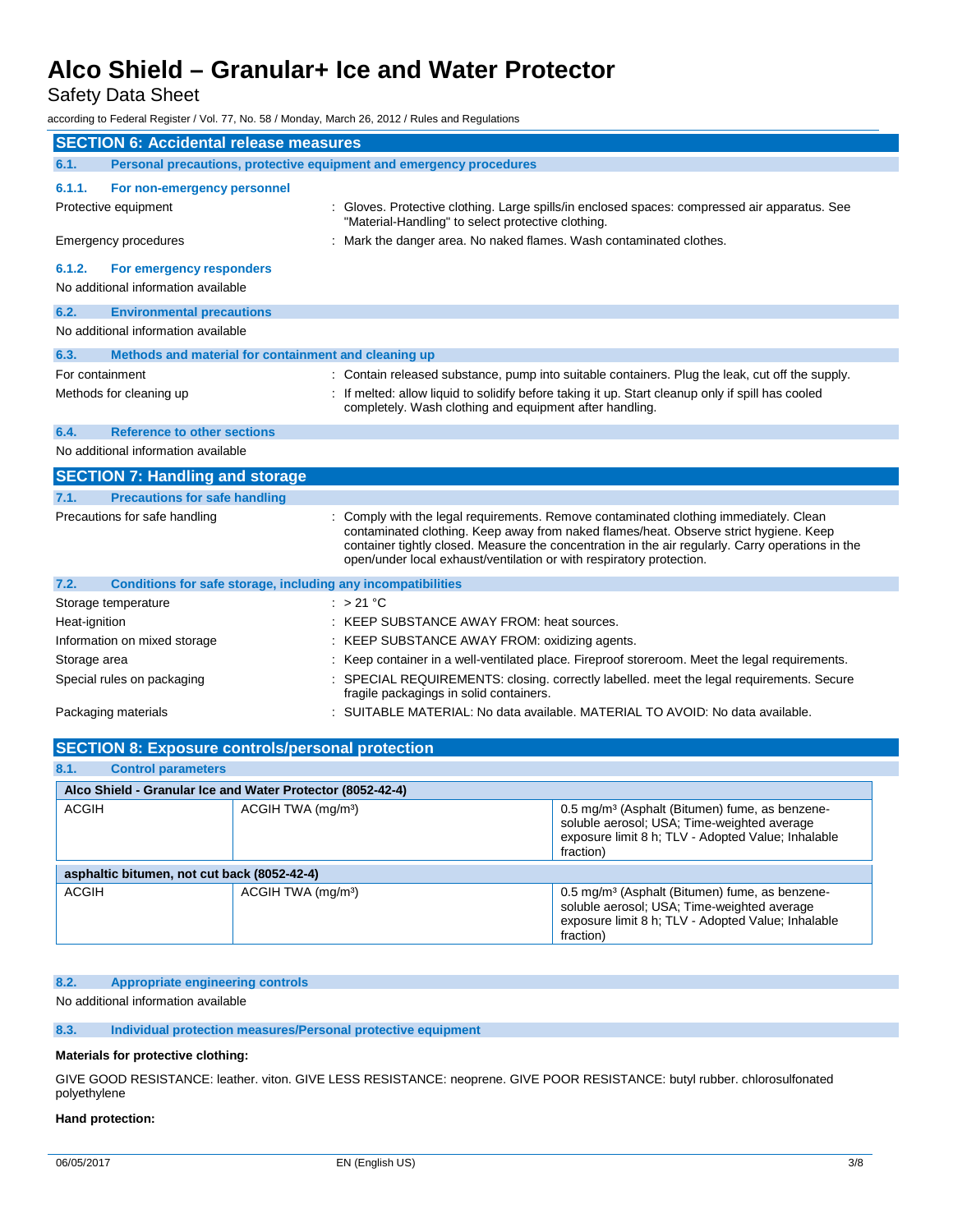## SECTION 6: Accidental release measures

### 6.1. Personal precautions, protective equipment and emergency procedures

#### 6.1.1. For non-emergency personnel

| | |
|---|---|
| Protective equipment | : Gloves. Protective clothing. Large spills/in enclosed spaces: compressed air apparatus. See "Material-Handling" to select protective clothing. |
| Emergency procedures | : Mark the danger area. No naked flames. Wash contaminated clothes. |

#### 6.1.2. For emergency responders

No additional information available

### 6.2. Environmental precautions

No additional information available

### 6.3. Methods and material for containment and cleaning up

| | |
|---|---|
| For containment | : Contain released substance, pump into suitable containers. Plug the leak, cut off the supply. |
| Methods for cleaning up | : If melted: allow liquid to solidify before taking it up. Start cleanup only if spill has cooled completely. Wash clothing and equipment after handling. |

### 6.4. Reference to other sections

No additional information available

## SECTION 7: Handling and storage

### 7.1. Precautions for safe handling

| | |
|---|---|
| Precautions for safe handling | : Comply with the legal requirements. Remove contaminated clothing immediately. Clean contaminated clothing. Keep away from naked flames/heat. Observe strict hygiene. Keep container tightly closed. Measure the concentration in the air regularly. Carry operations in the open/under local exhaust/ventilation or with respiratory protection. |

### 7.2. Conditions for safe storage, including any incompatibilities

| | |
|---|---|
| Storage temperature | : > 21 °C |
| Heat-ignition | : KEEP SUBSTANCE AWAY FROM: heat sources. |
| Information on mixed storage | : KEEP SUBSTANCE AWAY FROM: oxidizing agents. |
| Storage area | : Keep container in a well-ventilated place. Fireproof storeroom. Meet the legal requirements. |
| Special rules on packaging | : SPECIAL REQUIREMENTS: closing. correctly labelled. meet the legal requirements. Secure fragile packagings in solid containers. |
| Packaging materials | : SUITABLE MATERIAL: No data available. MATERIAL TO AVOID: No data available. |

## SECTION 8: Exposure controls/personal protection

### 8.1. Control parameters

| Alco Shield - Granular Ice and Water Protector (8052-42-4) | | |
|---|---|---|
| ACGIH | ACGIH TWA (mg/m³) | 0.5 mg/m³ (Asphalt (Bitumen) fume, as benzene-soluble aerosol; USA; Time-weighted average exposure limit 8 h; TLV - Adopted Value; Inhalable fraction) |

| asphaltic bitumen, not cut back (8052-42-4) | | |
|---|---|---|
| ACGIH | ACGIH TWA (mg/m³) | 0.5 mg/m³ (Asphalt (Bitumen) fume, as benzene-soluble aerosol; USA; Time-weighted average exposure limit 8 h; TLV - Adopted Value; Inhalable fraction) |

### 8.2. Appropriate engineering controls

No additional information available

### 8.3. Individual protection measures/Personal protective equipment

**Materials for protective clothing:**

GIVE GOOD RESISTANCE: leather. viton. GIVE LESS RESISTANCE: neoprene. GIVE POOR RESISTANCE: butyl rubber. chlorosulfonated polyethylene

**Hand protection:**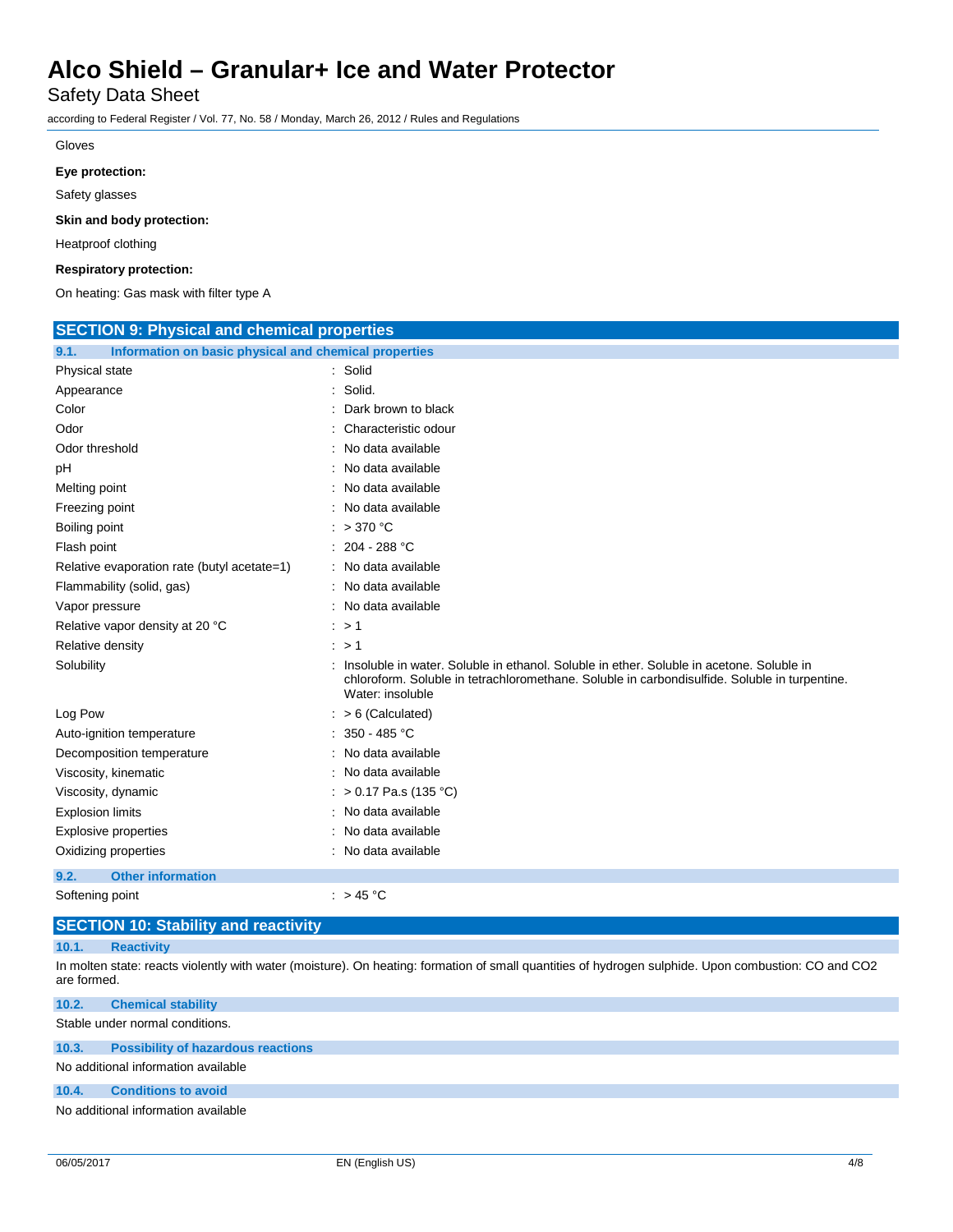Gloves

**Eye protection:**

Safety glasses

**Skin and body protection:**

Heatproof clothing

**Respiratory protection:**

On heating: Gas mask with filter type A

## SECTION 9: Physical and chemical properties

### 9.1. Information on basic physical and chemical properties

| | |
|---|---|
| Physical state | : Solid |
| Appearance | : Solid. |
| Color | : Dark brown to black |
| Odor | : Characteristic odour |
| Odor threshold | : No data available |
| pH | : No data available |
| Melting point | : No data available |
| Freezing point | : No data available |
| Boiling point | : > 370 °C |
| Flash point | : 204 - 288 °C |
| Relative evaporation rate (butyl acetate=1) | : No data available |
| Flammability (solid, gas) | : No data available |
| Vapor pressure | : No data available |
| Relative vapor density at 20 °C | : > 1 |
| Relative density | : > 1 |
| Solubility | : Insoluble in water. Soluble in ethanol. Soluble in ether. Soluble in acetone. Soluble in chloroform. Soluble in tetrachloromethane. Soluble in carbondisulfide. Soluble in turpentine. Water: insoluble |
| Log Pow | : > 6 (Calculated) |
| Auto-ignition temperature | : 350 - 485 °C |
| Decomposition temperature | : No data available |
| Viscosity, kinematic | : No data available |
| Viscosity, dynamic | : > 0.17 Pa.s (135 °C) |
| Explosion limits | : No data available |
| Explosive properties | : No data available |
| Oxidizing properties | : No data available |

### 9.2. Other information

| | |
|---|---|
| Softening point | : > 45 °C |

## SECTION 10: Stability and reactivity

### 10.1. Reactivity

In molten state: reacts violently with water (moisture). On heating: formation of small quantities of hydrogen sulphide. Upon combustion: CO and $CO_2$ are formed.

### 10.2. Chemical stability

Stable under normal conditions.

### 10.3. Possibility of hazardous reactions

No additional information available

### 10.4. Conditions to avoid

No additional information available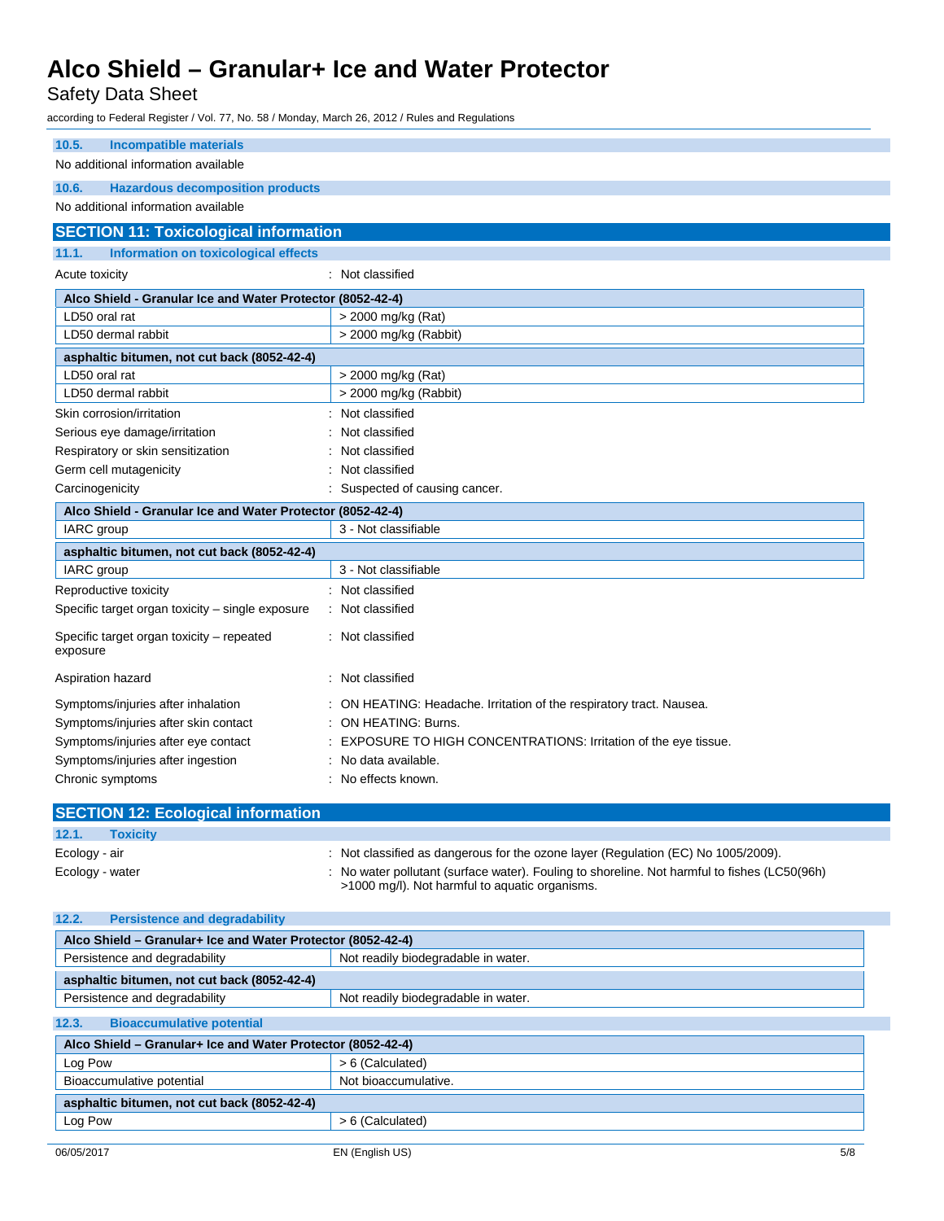### 10.5. Incompatible materials

No additional information available

### 10.6. Hazardous decomposition products

No additional information available

## SECTION 11: Toxicological information

### 11.1. Information on toxicological effects

Acute toxicity : Not classified

| Alco Shield - Granular Ice and Water Protector (8052-42-4) | |
|---|---|
| LD50 oral rat | > 2000 mg/kg (Rat) |
| LD50 dermal rabbit | > 2000 mg/kg (Rabbit) |
| **asphaltic bitumen, not cut back (8052-42-4)** | |
| LD50 oral rat | > 2000 mg/kg (Rat) |
| LD50 dermal rabbit | > 2000 mg/kg (Rabbit) |

Skin corrosion/irritation : Not classified

Serious eye damage/irritation : Not classified

Respiratory or skin sensitization : Not classified

Germ cell mutagenicity : Not classified

Carcinogenicity : Suspected of causing cancer.

| Alco Shield - Granular Ice and Water Protector (8052-42-4) | |
|---|---|
| IARC group | 3 - Not classifiable |
| **asphaltic bitumen, not cut back (8052-42-4)** | |
| IARC group | 3 - Not classifiable |

Reproductive toxicity : Not classified

Specific target organ toxicity – single exposure : Not classified

Specific target organ toxicity – repeated exposure : Not classified

Aspiration hazard : Not classified

Symptoms/injuries after inhalation : ON HEATING: Headache. Irritation of the respiratory tract. Nausea.

Symptoms/injuries after skin contact : ON HEATING: Burns.

Symptoms/injuries after eye contact : EXPOSURE TO HIGH CONCENTRATIONS: Irritation of the eye tissue.

Symptoms/injuries after ingestion : No data available.

Chronic symptoms : No effects known.

## SECTION 12: Ecological information

### 12.1. Toxicity

Ecology - air : Not classified as dangerous for the ozone layer (Regulation (EC) No 1005/2009).

Ecology - water : No water pollutant (surface water). Fouling to shoreline. Not harmful to fishes (LC50(96h) >1000 mg/l). Not harmful to aquatic organisms.

### 12.2. Persistence and degradability

| Alco Shield – Granular+ Ice and Water Protector (8052-42-4) | |
|---|---|
| Persistence and degradability | Not readily biodegradable in water. |
| **asphaltic bitumen, not cut back (8052-42-4)** | |
| Persistence and degradability | Not readily biodegradable in water. |

### 12.3. Bioaccumulative potential

| Alco Shield – Granular+ Ice and Water Protector (8052-42-4) | |
|---|---|
| Log Pow | > 6 (Calculated) |
| Bioaccumulative potential | Not bioaccumulative. |
| **asphaltic bitumen, not cut back (8052-42-4)** | |
| Log Pow | > 6 (Calculated) |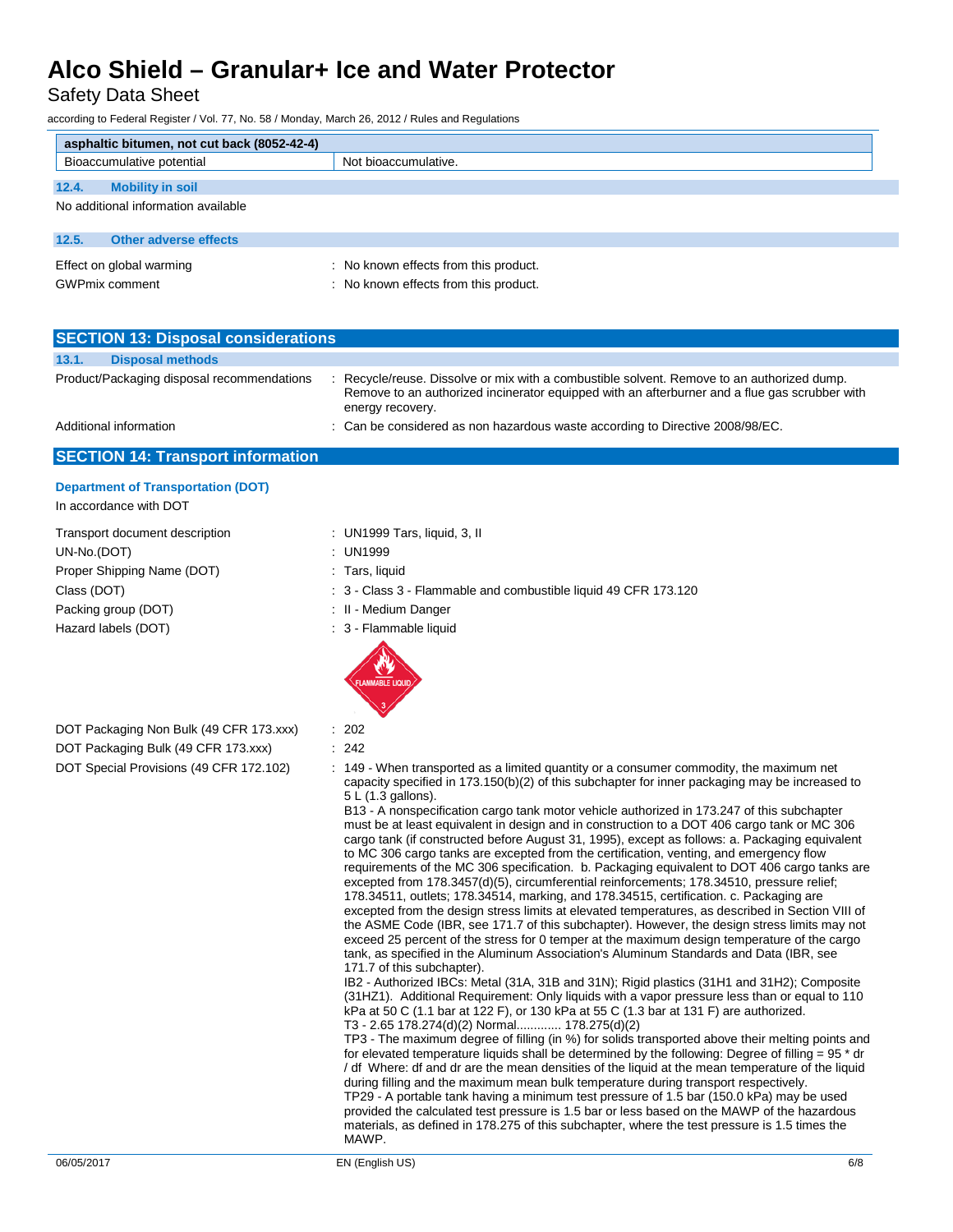| asphaltic bitumen, not cut back (8052-42-4) | |
|---|---|
| Bioaccumulative potential | Not bioaccumulative. |

### 12.4. Mobility in soil

No additional information available

### 12.5. Other adverse effects

Effect on global warming : No known effects from this product.

GWPmix comment : No known effects from this product.

## SECTION 13: Disposal considerations

### 13.1. Disposal methods

Product/Packaging disposal recommendations : Recycle/reuse. Dissolve or mix with a combustible solvent. Remove to an authorized dump. Remove to an authorized incinerator equipped with an afterburner and a flue gas scrubber with energy recovery.

Additional information : Can be considered as non hazardous waste according to Directive 2008/98/EC.

## SECTION 14: Transport information

### Department of Transportation (DOT)

In accordance with DOT

Transport document description : UN1999 Tars, liquid, 3, II

UN-No.(DOT) : UN1999

Proper Shipping Name (DOT) : Tars, liquid

Class (DOT) : 3 - Class 3 - Flammable and combustible liquid 49 CFR 173.120

Packing group (DOT) : II - Medium Danger

Hazard labels (DOT) : 3 - Flammable liquid

DOT Packaging Non Bulk (49 CFR 173.xxx) : 202

DOT Packaging Bulk (49 CFR 173.xxx) : 242

DOT Special Provisions (49 CFR 172.102) : 149 - When transported as a limited quantity or a consumer commodity, the maximum net capacity specified in 173.150(b)(2) of this subchapter for inner packaging may be increased to 5 L (1.3 gallons).
B13 - A nonspecification cargo tank motor vehicle authorized in 173.247 of this subchapter must be at least equivalent in design and in construction to a DOT 406 cargo tank or MC 306 cargo tank (if constructed before August 31, 1995), except as follows: a. Packaging equivalent to MC 306 cargo tanks are excepted from the certification, venting, and emergency flow requirements of the MC 306 specification. b. Packaging equivalent to DOT 406 cargo tanks are excepted from 178.3457(d)(5), circumferential reinforcements; 178.34510, pressure relief; 178.34511, outlets; 178.34514, marking, and 178.34515, certification. c. Packaging are excepted from the design stress limits at elevated temperatures, as described in Section VIII of the ASME Code (IBR, see 171.7 of this subchapter). However, the design stress limits may not exceed 25 percent of the stress for 0 temper at the maximum design temperature of the cargo tank, as specified in the Aluminum Association's Aluminum Standards and Data (IBR, see 171.7 of this subchapter).
IB2 - Authorized IBCs: Metal (31A, 31B and 31N); Rigid plastics (31H1 and 31H2); Composite (31HZ1). Additional Requirement: Only liquids with a vapor pressure less than or equal to 110 kPa at 50 C (1.1 bar at 122 F), or 130 kPa at 55 C (1.3 bar at 131 F) are authorized.
T3 - 2.65 178.274(d)(2) Normal............ 178.275(d)(2)
TP3 - The maximum degree of filling (in %) for solids transported above their melting points and for elevated temperature liquids shall be determined by the following: Degree of filling = 95 * dr / df Where: df and dr are the mean densities of the liquid at the mean temperature of the liquid during filling and the maximum mean bulk temperature during transport respectively.
TP29 - A portable tank having a minimum test pressure of 1.5 bar (150.0 kPa) may be used provided the calculated test pressure is 1.5 bar or less based on the MAWP of the hazardous materials, as defined in 178.275 of this subchapter, where the test pressure is 1.5 times the MAWP.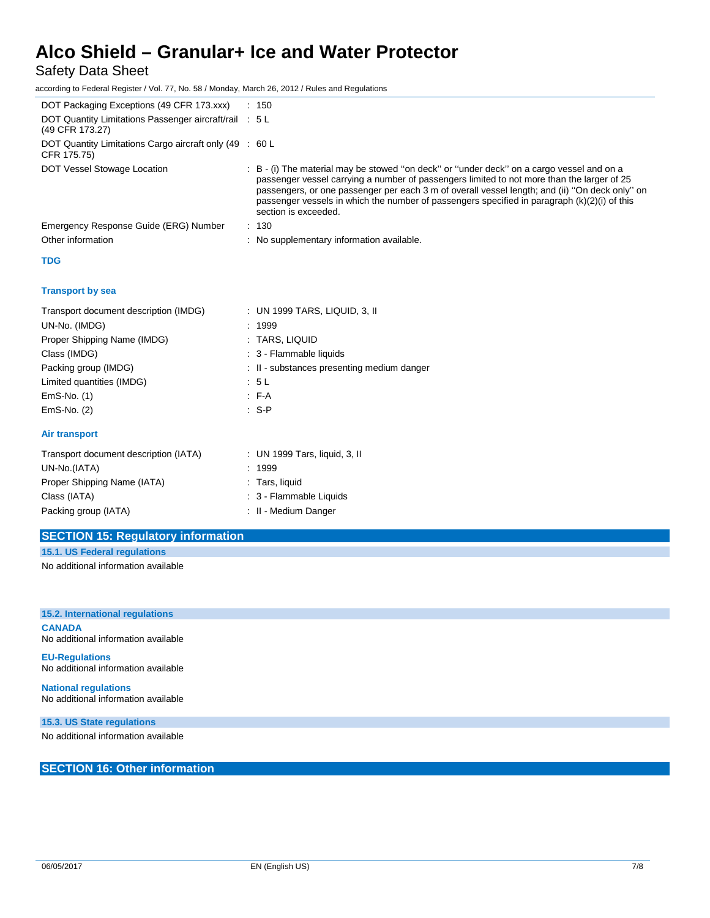| | |
|---|---|
| DOT Packaging Exceptions (49 CFR 173.xxx) | : 150 |
| DOT Quantity Limitations Passenger aircraft/rail (49 CFR 173.27) | : 5 L |
| DOT Quantity Limitations Cargo aircraft only (49 CFR 175.75) | : 60 L |
| DOT Vessel Stowage Location | : B - (i) The material may be stowed ''on deck'' or ''under deck'' on a cargo vessel and on a passenger vessel carrying a number of passengers limited to not more than the larger of 25 passengers, or one passenger per each 3 m of overall vessel length; and (ii) ''On deck only'' on passenger vessels in which the number of passengers specified in paragraph (k)(2)(i) of this section is exceeded. |
| Emergency Response Guide (ERG) Number | : 130 |
| Other information | : No supplementary information available. |

**TDG**

**Transport by sea**

| | |
|---|---|
| Transport document description (IMDG) | : UN 1999 TARS, LIQUID, 3, II |
| UN-No. (IMDG) | : 1999 |
| Proper Shipping Name (IMDG) | : TARS, LIQUID |
| Class (IMDG) | : 3 - Flammable liquids |
| Packing group (IMDG) | : II - substances presenting medium danger |
| Limited quantities (IMDG) | : 5 L |
| EmS-No. (1) | : F-A |
| EmS-No. (2) | : S-P |

**Air transport**

| | |
|---|---|
| Transport document description (IATA) | : UN 1999 Tars, liquid, 3, II |
| UN-No.(IATA) | : 1999 |
| Proper Shipping Name (IATA) | : Tars, liquid |
| Class (IATA) | : 3 - Flammable Liquids |
| Packing group (IATA) | : II - Medium Danger |

## SECTION 15: Regulatory information

### 15.1. US Federal regulations

No additional information available

### 15.2. International regulations

**CANADA**

No additional information available

**EU-Regulations**

No additional information available

**National regulations**

No additional information available

### 15.3. US State regulations

No additional information available

## SECTION 16: Other information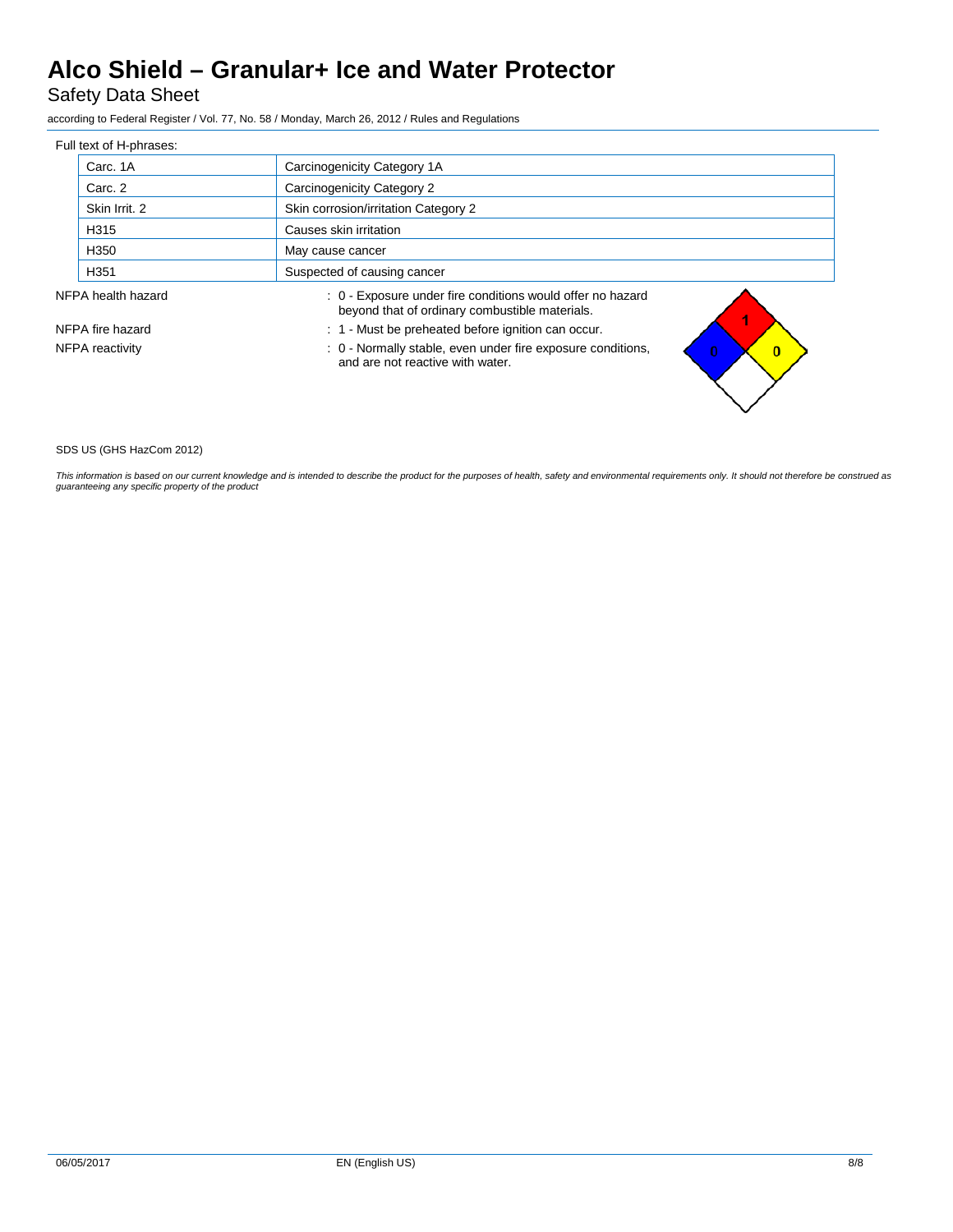# Alco Shield – Granular+ Ice and Water Protector

Safety Data Sheet

according to Federal Register / Vol. 77, No. 58 / Monday, March 26, 2012 / Rules and Regulations

Full text of H-phrases:

| | |
|---|---|
| Carc. 1A | Carcinogenicity Category 1A |
| Carc. 2 | Carcinogenicity Category 2 |
| Skin Irrit. 2 | Skin corrosion/irritation Category 2 |
| H315 | Causes skin irritation |
| H350 | May cause cancer |
| H351 | Suspected of causing cancer |

NFPA health hazard : 0 - Exposure under fire conditions would offer no hazard beyond that of ordinary combustible materials.

NFPA fire hazard : 1 - Must be preheated before ignition can occur.

NFPA reactivity : 0 - Normally stable, even under fire exposure conditions, and are not reactive with water.

1

0 0

SDS US (GHS HazCom 2012)

*This information is based on our current knowledge and is intended to describe the product for the purposes of health, safety and environmental requirements only. It should not therefore be construed as guaranteeing any specific property of the product*

06/05/2017 EN (English US)